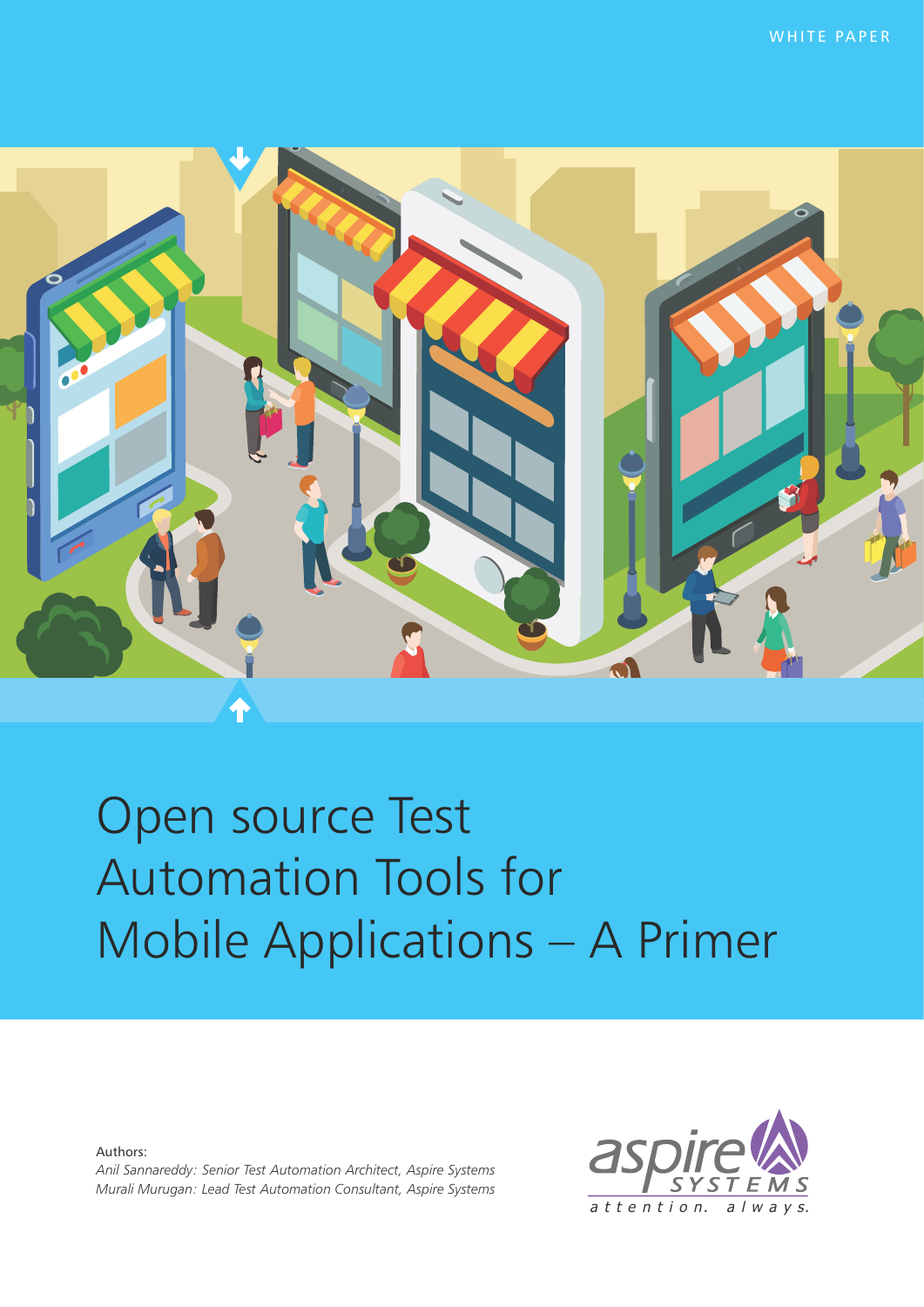WHITE PAPER

# Open source Test Automation Tools for Mobile Applications – A Primer

Authors:

*Anil Sannareddy: Senior Test Automation Architect, Aspire Systems*

*Murali Murugan: Lead Test Automation Consultant, Aspire Systems*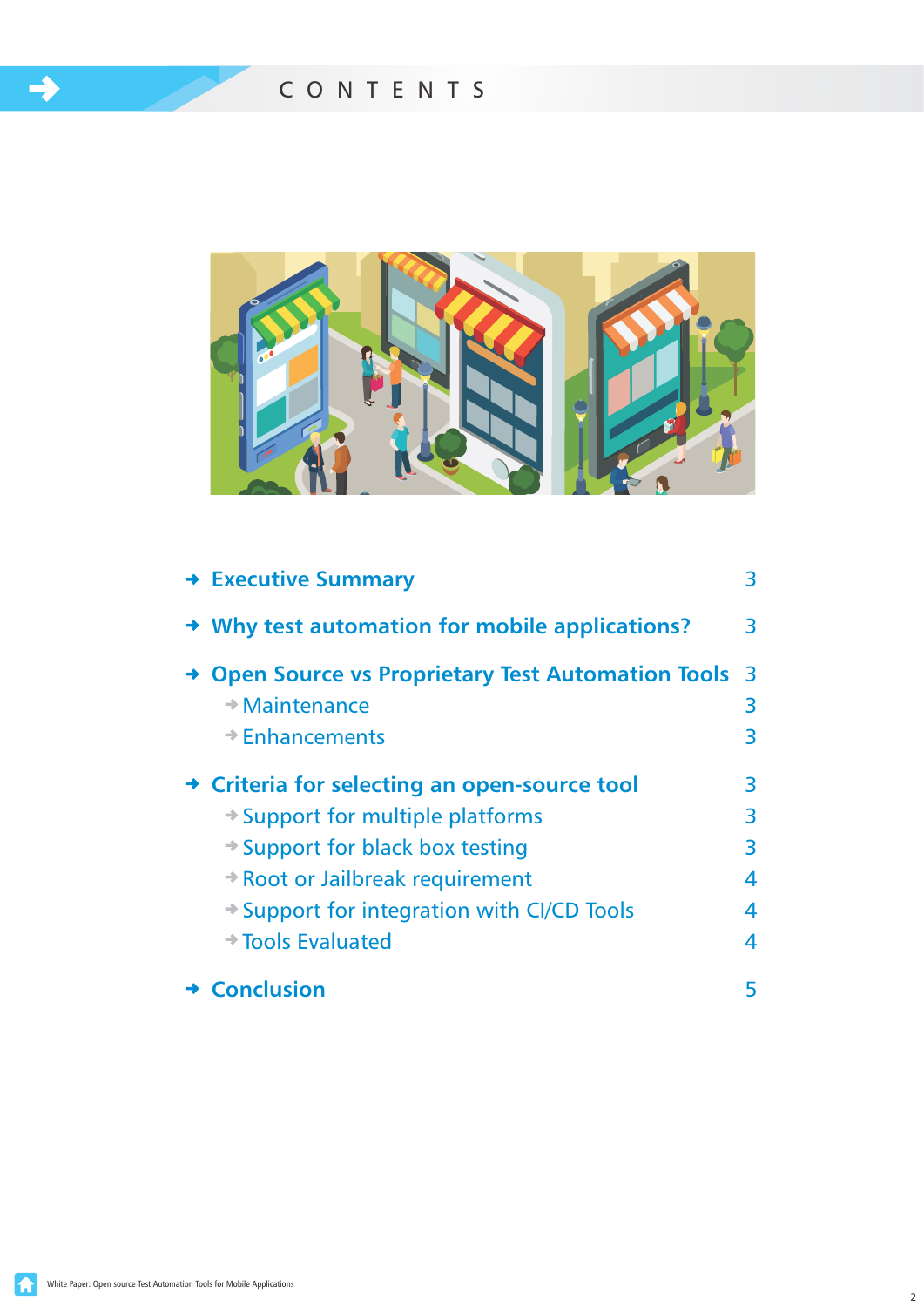# CONTENTS

- **Executive Summary** 3
- **Why test automation for mobile applications?** 3
- **Open Source vs Proprietary Test Automation Tools** 3
  - Maintenance 3
  - Enhancements 3
- **Criteria for selecting an open-source tool** 3
  - Support for multiple platforms 3
  - Support for black box testing 3
  - Root or Jailbreak requirement 4
  - Support for integration with CI/CD Tools 4
  - Tools Evaluated 4
- **Conclusion** 5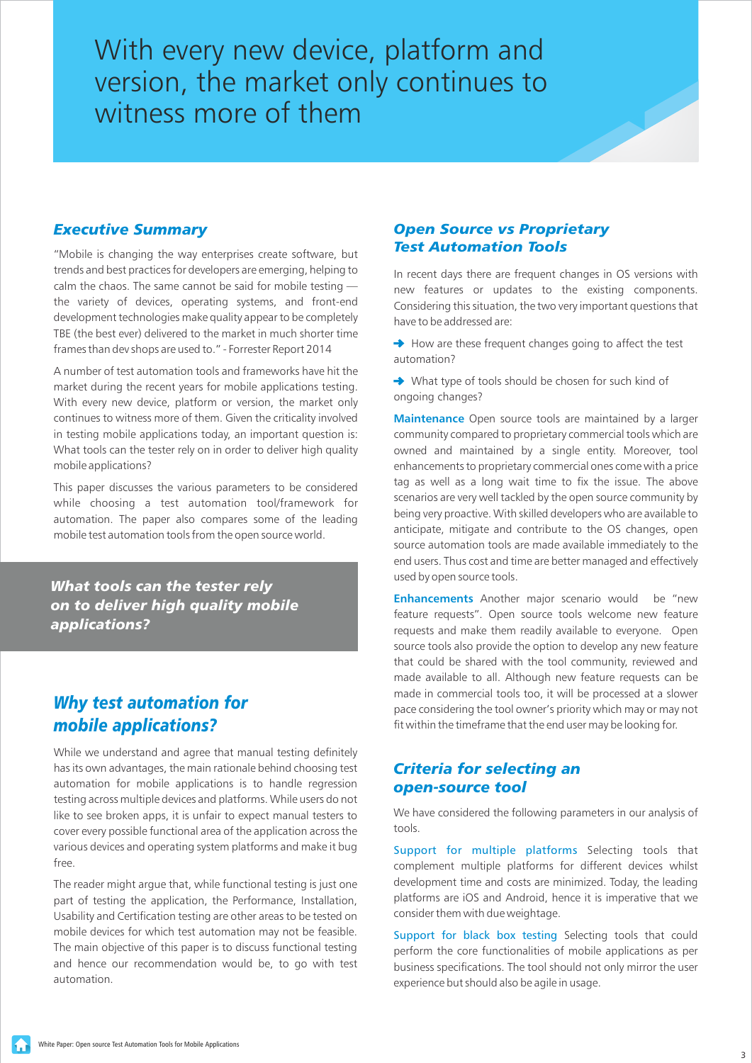With every new device, platform and version, the market only continues to witness more of them

## *Executive Summary*

"Mobile is changing the way enterprises create software, but trends and best practices for developers are emerging, helping to calm the chaos. The same cannot be said for mobile testing — the variety of devices, operating systems, and front-end development technologies make quality appear to be completely TBE (the best ever) delivered to the market in much shorter time frames than dev shops are used to." - Forrester Report 2014

A number of test automation tools and frameworks have hit the market during the recent years for mobile applications testing. With every new device, platform or version, the market only continues to witness more of them. Given the criticality involved in testing mobile applications today, an important question is: What tools can the tester rely on in order to deliver high quality mobile applications?

This paper discusses the various parameters to be considered while choosing a test automation tool/framework for automation. The paper also compares some of the leading mobile test automation tools from the open source world.

***What tools can the tester rely on to deliver high quality mobile applications?***

## *Why test automation for mobile applications?*

While we understand and agree that manual testing definitely has its own advantages, the main rationale behind choosing test automation for mobile applications is to handle regression testing across multiple devices and platforms. While users do not like to see broken apps, it is unfair to expect manual testers to cover every possible functional area of the application across the various devices and operating system platforms and make it bug free.

The reader might argue that, while functional testing is just one part of testing the application, the Performance, Installation, Usability and Certification testing are other areas to be tested on mobile devices for which test automation may not be feasible. The main objective of this paper is to discuss functional testing and hence our recommendation would be, to go with test automation.

## *Open Source vs Proprietary Test Automation Tools*

In recent days there are frequent changes in OS versions with new features or updates to the existing components. Considering this situation, the two very important questions that have to be addressed are:

- How are these frequent changes going to affect the test automation?
- What type of tools should be chosen for such kind of ongoing changes?

**Maintenance** Open source tools are maintained by a larger community compared to proprietary commercial tools which are owned and maintained by a single entity. Moreover, tool enhancements to proprietary commercial ones come with a price tag as well as a long wait time to fix the issue. The above scenarios are very well tackled by the open source community by being very proactive. With skilled developers who are available to anticipate, mitigate and contribute to the OS changes, open source automation tools are made available immediately to the end users. Thus cost and time are better managed and effectively used by open source tools.

**Enhancements** Another major scenario would be "new feature requests". Open source tools welcome new feature requests and make them readily available to everyone. Open source tools also provide the option to develop any new feature that could be shared with the tool community, reviewed and made available to all. Although new feature requests can be made in commercial tools too, it will be processed at a slower pace considering the tool owner's priority which may or may not fit within the timeframe that the end user may be looking for.

## *Criteria for selecting an open-source tool*

We have considered the following parameters in our analysis of tools.

**Support for multiple platforms** Selecting tools that complement multiple platforms for different devices whilst development time and costs are minimized. Today, the leading platforms are iOS and Android, hence it is imperative that we consider them with due weightage.

**Support for black box testing** Selecting tools that could perform the core functionalities of mobile applications as per business specifications. The tool should not only mirror the user experience but should also be agile in usage.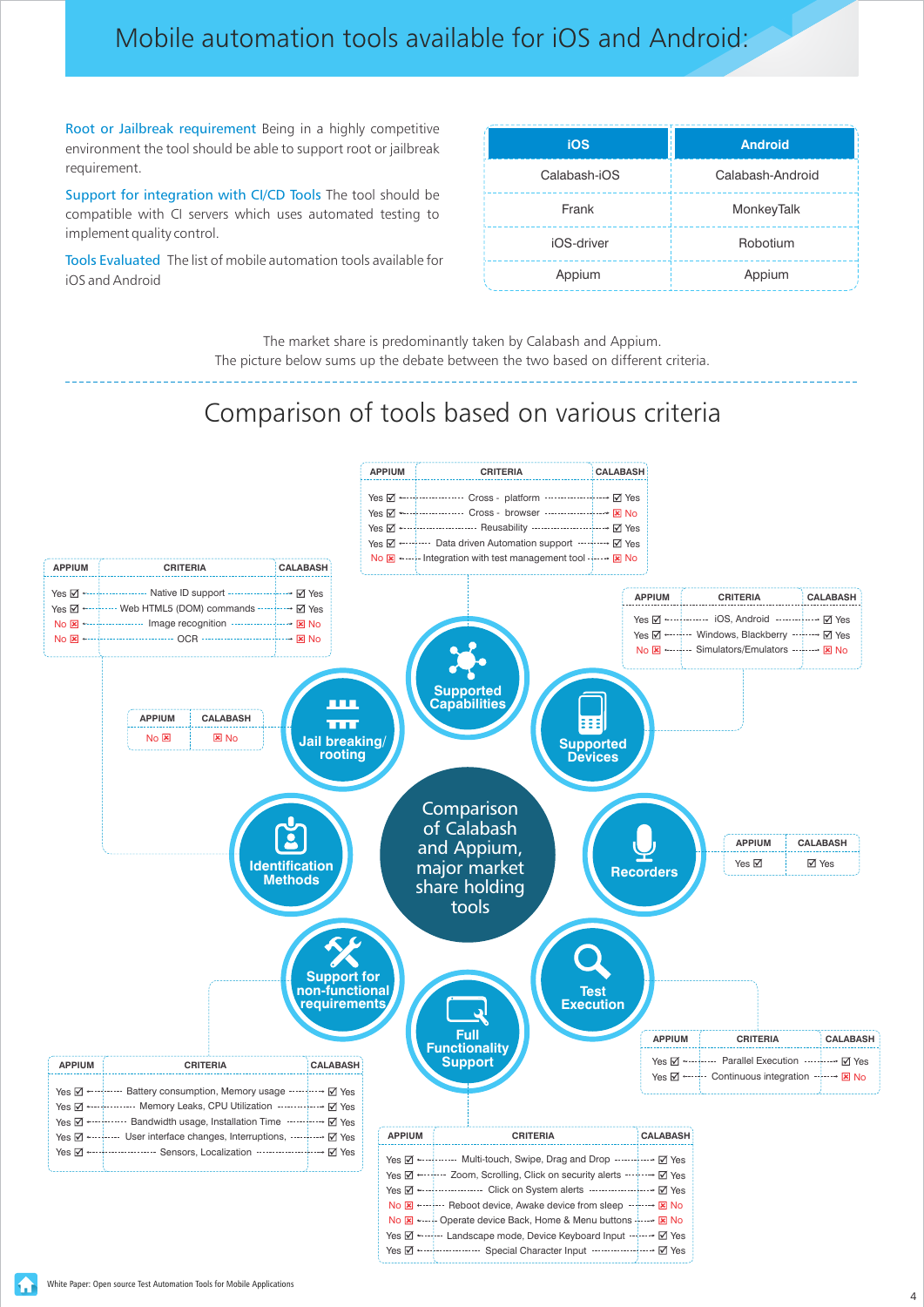# Mobile automation tools available for iOS and Android:

**Root or Jailbreak requirement** Being in a highly competitive environment the tool should be able to support root or jailbreak requirement.

**Support for integration with CI/CD Tools** The tool should be compatible with CI servers which uses automated testing to implement quality control.

**Tools Evaluated** The list of mobile automation tools available for iOS and Android

| iOS | Android |
|---|---|
| Calabash-iOS | Calabash-Android |
| Frank | MonkeyTalk |
| iOS-driver | Robotium |
| Appium | Appium |

The market share is predominantly taken by Calabash and Appium.
The picture below sums up the debate between the two based on different criteria.

## Comparison of tools based on various criteria

**Comparison of Calabash and Appium, major market share holding tools**

### Supported Capabilities

| APPIUM | CRITERIA | CALABASH |
|---|---|---|
| Yes ☑ | Cross - platform | ☑ Yes |
| Yes ☑ | Cross - browser | ☒ No |
| Yes ☑ | Reusability | ☑ Yes |
| Yes ☑ | Data driven Automation support | ☑ Yes |
| No ☒ | Integration with test management tool | ☒ No |

### Identification Methods

| APPIUM | CRITERIA | CALABASH |
|---|---|---|
| Yes ☑ | Native ID support | ☑ Yes |
| Yes ☑ | Web HTML5 (DOM) commands | ☑ Yes |
| No ☒ | Image recognition | ☒ No |
| No ☒ | OCR | ☒ No |

### Supported Devices

| APPIUM | CRITERIA | CALABASH |
|---|---|---|
| Yes ☑ | iOS, Android | ☑ Yes |
| Yes ☑ | Windows, Blackberry | ☑ Yes |
| No ☒ | Simulators/Emulators | ☒ No |

### Jail breaking/ rooting

| APPIUM | CALABASH |
|---|---|
| No ☒ | ☒ No |

### Recorders

| APPIUM | CALABASH |
|---|---|
| Yes ☑ | ☑ Yes |

### Support for non-functional requirements

| APPIUM | CRITERIA | CALABASH |
|---|---|---|
| Yes ☑ | Battery consumption, Memory usage | ☑ Yes |
| Yes ☑ | Memory Leaks, CPU Utilization | ☑ Yes |
| Yes ☑ | Bandwidth usage, Installation Time | ☑ Yes |
| Yes ☑ | User interface changes, Interruptions, | ☑ Yes |
| Yes ☑ | Sensors, Localization | ☑ Yes |

### Test Execution

| APPIUM | CRITERIA | CALABASH |
|---|---|---|
| Yes ☑ | Parallel Execution | ☑ Yes |
| Yes ☑ | Continuous integration | ☒ No |

### Full Functionality Support

| APPIUM | CRITERIA | CALABASH |
|---|---|---|
| Yes ☑ | Multi-touch, Swipe, Drag and Drop | ☑ Yes |
| Yes ☑ | Zoom, Scrolling, Click on security alerts | ☑ Yes |
| Yes ☑ | Click on System alerts | ☑ Yes |
| No ☒ | Reboot device, Awake device from sleep | ☒ No |
| No ☒ | Operate device Back, Home & Menu buttons | ☒ No |
| Yes ☑ | Landscape mode, Device Keyboard Input | ☑ Yes |
| Yes ☑ | Special Character Input | ☑ Yes |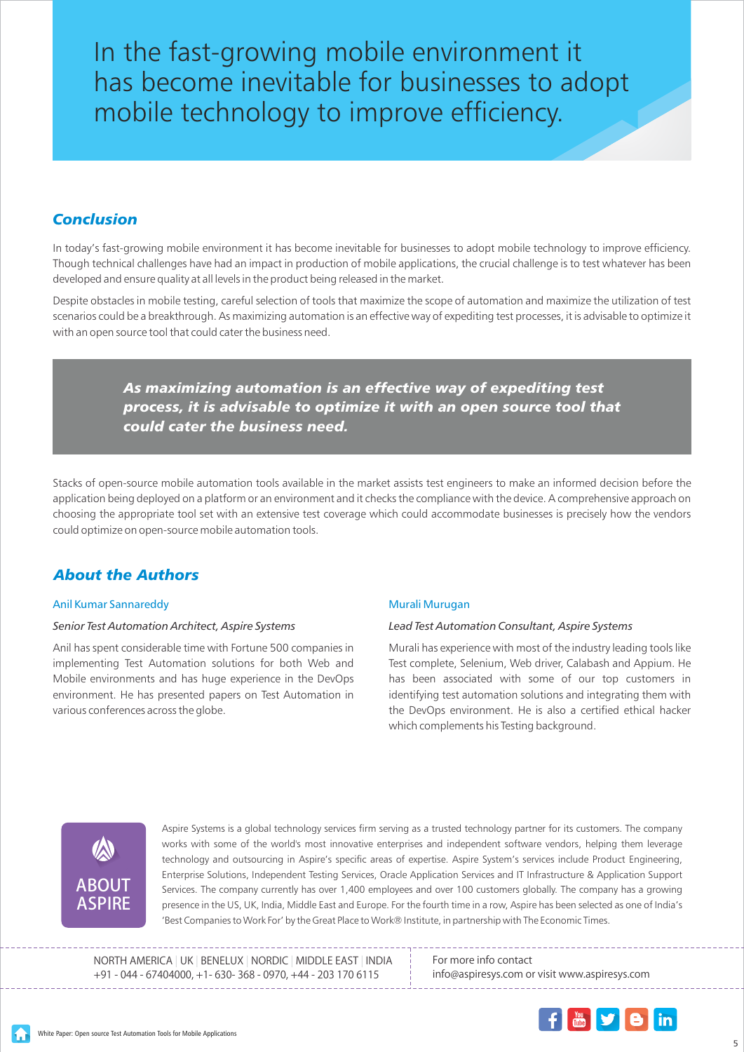In the fast-growing mobile environment it has become inevitable for businesses to adopt mobile technology to improve efficiency.

## *Conclusion*

In today's fast-growing mobile environment it has become inevitable for businesses to adopt mobile technology to improve efficiency. Though technical challenges have had an impact in production of mobile applications, the crucial challenge is to test whatever has been developed and ensure quality at all levels in the product being released in the market.

Despite obstacles in mobile testing, careful selection of tools that maximize the scope of automation and maximize the utilization of test scenarios could be a breakthrough. As maximizing automation is an effective way of expediting test processes, it is advisable to optimize it with an open source tool that could cater the business need.

> ***As maximizing automation is an effective way of expediting test process, it is advisable to optimize it with an open source tool that could cater the business need.***

Stacks of open-source mobile automation tools available in the market assists test engineers to make an informed decision before the application being deployed on a platform or an environment and it checks the compliance with the device. A comprehensive approach on choosing the appropriate tool set with an extensive test coverage which could accommodate businesses is precisely how the vendors could optimize on open-source mobile automation tools.

## *About the Authors*

### Anil Kumar Sannareddy

*Senior Test Automation Architect, Aspire Systems*

Anil has spent considerable time with Fortune 500 companies in implementing Test Automation solutions for both Web and Mobile environments and has huge experience in the DevOps environment. He has presented papers on Test Automation in various conferences across the globe.

### Murali Murugan

*Lead Test Automation Consultant, Aspire Systems*

Murali has experience with most of the industry leading tools like Test complete, Selenium, Web driver, Calabash and Appium. He has been associated with some of our top customers in identifying test automation solutions and integrating them with the DevOps environment. He is also a certified ethical hacker which complements his Testing background.

## ABOUT ASPIRE

Aspire Systems is a global technology services firm serving as a trusted technology partner for its customers. The company works with some of the world's most innovative enterprises and independent software vendors, helping them leverage technology and outsourcing in Aspire's specific areas of expertise. Aspire System's services include Product Engineering, Enterprise Solutions, Independent Testing Services, Oracle Application Services and IT Infrastructure & Application Support Services. The company currently has over 1,400 employees and over 100 customers globally. The company has a growing presence in the US, UK, India, Middle East and Europe. For the fourth time in a row, Aspire has been selected as one of India's 'Best Companies to Work For' by the Great Place to Work® Institute, in partnership with The Economic Times.

NORTH AMERICA | UK | BENELUX | NORDIC | MIDDLE EAST | INDIA
+91 - 044 - 67404000, +1- 630- 368 - 0970, +44 - 203 170 6115

For more info contact
info@aspiresys.com or visit www.aspiresys.com